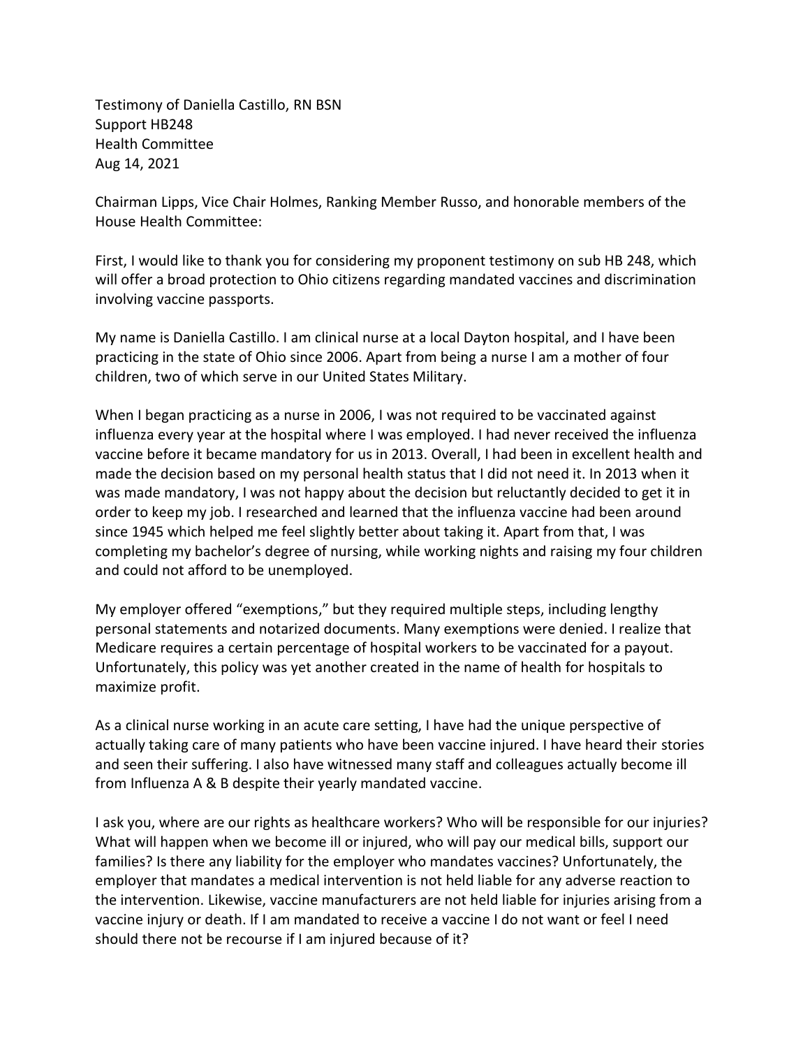Testimony of Daniella Castillo, RN BSN
Support HB248
Health Committee
Aug 14, 2021

Chairman Lipps, Vice Chair Holmes, Ranking Member Russo, and honorable members of the House Health Committee:

First, I would like to thank you for considering my proponent testimony on sub HB 248, which will offer a broad protection to Ohio citizens regarding mandated vaccines and discrimination involving vaccine passports.

My name is Daniella Castillo. I am clinical nurse at a local Dayton hospital, and I have been practicing in the state of Ohio since 2006. Apart from being a nurse I am a mother of four children, two of which serve in our United States Military.

When I began practicing as a nurse in 2006, I was not required to be vaccinated against influenza every year at the hospital where I was employed. I had never received the influenza vaccine before it became mandatory for us in 2013. Overall, I had been in excellent health and made the decision based on my personal health status that I did not need it. In 2013 when it was made mandatory, I was not happy about the decision but reluctantly decided to get it in order to keep my job. I researched and learned that the influenza vaccine had been around since 1945 which helped me feel slightly better about taking it. Apart from that, I was completing my bachelor's degree of nursing, while working nights and raising my four children and could not afford to be unemployed.

My employer offered "exemptions," but they required multiple steps, including lengthy personal statements and notarized documents. Many exemptions were denied. I realize that Medicare requires a certain percentage of hospital workers to be vaccinated for a payout. Unfortunately, this policy was yet another created in the name of health for hospitals to maximize profit.

As a clinical nurse working in an acute care setting, I have had the unique perspective of actually taking care of many patients who have been vaccine injured. I have heard their stories and seen their suffering. I also have witnessed many staff and colleagues actually become ill from Influenza A & B despite their yearly mandated vaccine.

I ask you, where are our rights as healthcare workers? Who will be responsible for our injuries? What will happen when we become ill or injured, who will pay our medical bills, support our families? Is there any liability for the employer who mandates vaccines? Unfortunately, the employer that mandates a medical intervention is not held liable for any adverse reaction to the intervention. Likewise, vaccine manufacturers are not held liable for injuries arising from a vaccine injury or death. If I am mandated to receive a vaccine I do not want or feel I need should there not be recourse if I am injured because of it?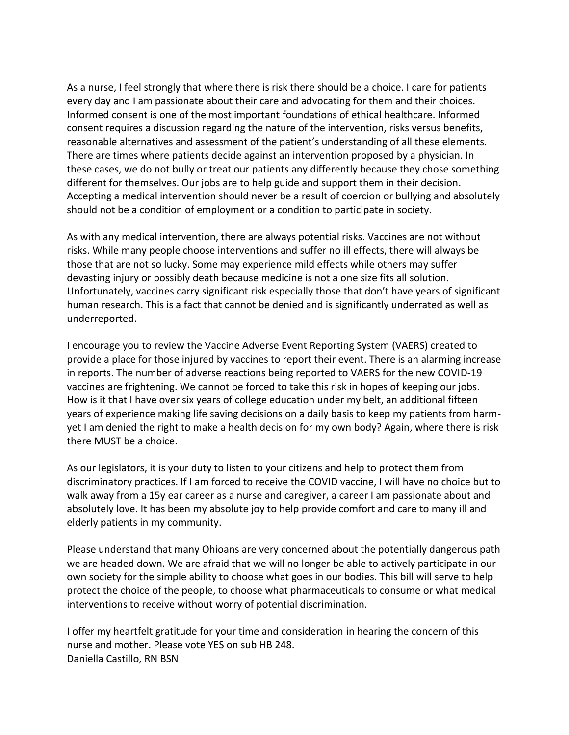As a nurse, I feel strongly that where there is risk there should be a choice. I care for patients every day and I am passionate about their care and advocating for them and their choices. Informed consent is one of the most important foundations of ethical healthcare. Informed consent requires a discussion regarding the nature of the intervention, risks versus benefits, reasonable alternatives and assessment of the patient's understanding of all these elements. There are times where patients decide against an intervention proposed by a physician. In these cases, we do not bully or treat our patients any differently because they chose something different for themselves. Our jobs are to help guide and support them in their decision. Accepting a medical intervention should never be a result of coercion or bullying and absolutely should not be a condition of employment or a condition to participate in society.

As with any medical intervention, there are always potential risks. Vaccines are not without risks. While many people choose interventions and suffer no ill effects, there will always be those that are not so lucky. Some may experience mild effects while others may suffer devasting injury or possibly death because medicine is not a one size fits all solution. Unfortunately, vaccines carry significant risk especially those that don't have years of significant human research. This is a fact that cannot be denied and is significantly underrated as well as underreported.

I encourage you to review the Vaccine Adverse Event Reporting System (VAERS) created to provide a place for those injured by vaccines to report their event. There is an alarming increase in reports. The number of adverse reactions being reported to VAERS for the new COVID-19 vaccines are frightening. We cannot be forced to take this risk in hopes of keeping our jobs. How is it that I have over six years of college education under my belt, an additional fifteen years of experience making life saving decisions on a daily basis to keep my patients from harm-yet I am denied the right to make a health decision for my own body? Again, where there is risk there MUST be a choice.

As our legislators, it is your duty to listen to your citizens and help to protect them from discriminatory practices. If I am forced to receive the COVID vaccine, I will have no choice but to walk away from a 15y ear career as a nurse and caregiver, a career I am passionate about and absolutely love. It has been my absolute joy to help provide comfort and care to many ill and elderly patients in my community.

Please understand that many Ohioans are very concerned about the potentially dangerous path we are headed down. We are afraid that we will no longer be able to actively participate in our own society for the simple ability to choose what goes in our bodies. This bill will serve to help protect the choice of the people, to choose what pharmaceuticals to consume or what medical interventions to receive without worry of potential discrimination.

I offer my heartfelt gratitude for your time and consideration in hearing the concern of this nurse and mother. Please vote YES on sub HB 248.
Daniella Castillo, RN BSN